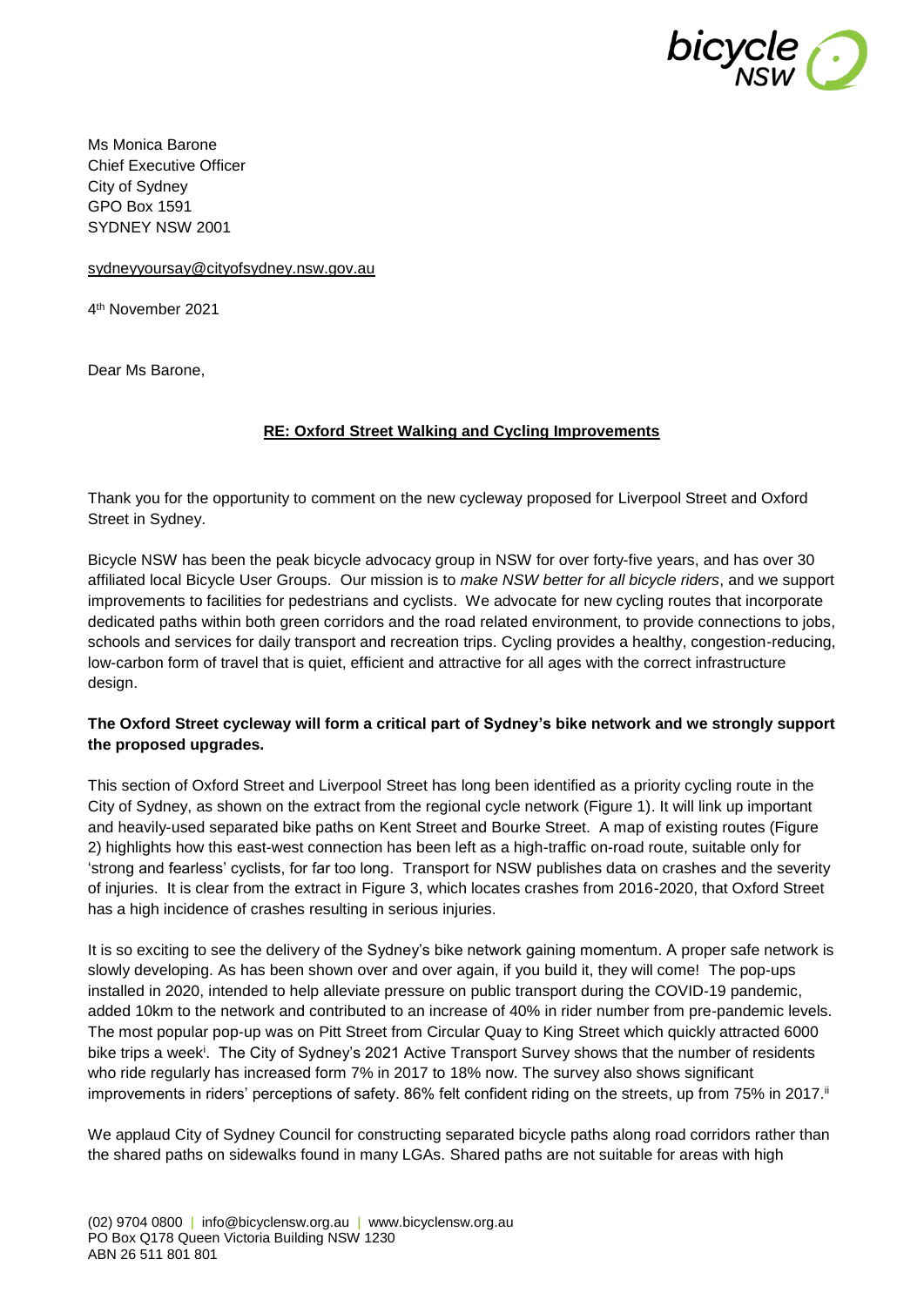Ms Monica Barone
Chief Executive Officer
City of Sydney
GPO Box 1591
SYDNEY NSW 2001

sydneyyoursay@cityofsydney.nsw.gov.au

4th November 2021

Dear Ms Barone,

**RE: Oxford Street Walking and Cycling Improvements**

Thank you for the opportunity to comment on the new cycleway proposed for Liverpool Street and Oxford Street in Sydney.

Bicycle NSW has been the peak bicycle advocacy group in NSW for over forty-five years, and has over 30 affiliated local Bicycle User Groups. Our mission is to *make NSW better for all bicycle riders*, and we support improvements to facilities for pedestrians and cyclists. We advocate for new cycling routes that incorporate dedicated paths within both green corridors and the road related environment, to provide connections to jobs, schools and services for daily transport and recreation trips. Cycling provides a healthy, congestion-reducing, low-carbon form of travel that is quiet, efficient and attractive for all ages with the correct infrastructure design.

**The Oxford Street cycleway will form a critical part of Sydney's bike network and we strongly support the proposed upgrades.**

This section of Oxford Street and Liverpool Street has long been identified as a priority cycling route in the City of Sydney, as shown on the extract from the regional cycle network (Figure 1). It will link up important and heavily-used separated bike paths on Kent Street and Bourke Street. A map of existing routes (Figure 2) highlights how this east-west connection has been left as a high-traffic on-road route, suitable only for 'strong and fearless' cyclists, for far too long. Transport for NSW publishes data on crashes and the severity of injuries. It is clear from the extract in Figure 3, which locates crashes from 2016-2020, that Oxford Street has a high incidence of crashes resulting in serious injuries.

It is so exciting to see the delivery of the Sydney's bike network gaining momentum. A proper safe network is slowly developing. As has been shown over and over again, if you build it, they will come! The pop-ups installed in 2020, intended to help alleviate pressure on public transport during the COVID-19 pandemic, added 10km to the network and contributed to an increase of 40% in rider number from pre-pandemic levels. The most popular pop-up was on Pitt Street from Circular Quay to King Street which quickly attracted 6000 bike trips a week[i]. The City of Sydney's 2021 Active Transport Survey shows that the number of residents who ride regularly has increased form 7% in 2017 to 18% now. The survey also shows significant improvements in riders' perceptions of safety. 86% felt confident riding on the streets, up from 75% in 2017.[ii]

We applaud City of Sydney Council for constructing separated bicycle paths along road corridors rather than the shared paths on sidewalks found in many LGAs. Shared paths are not suitable for areas with high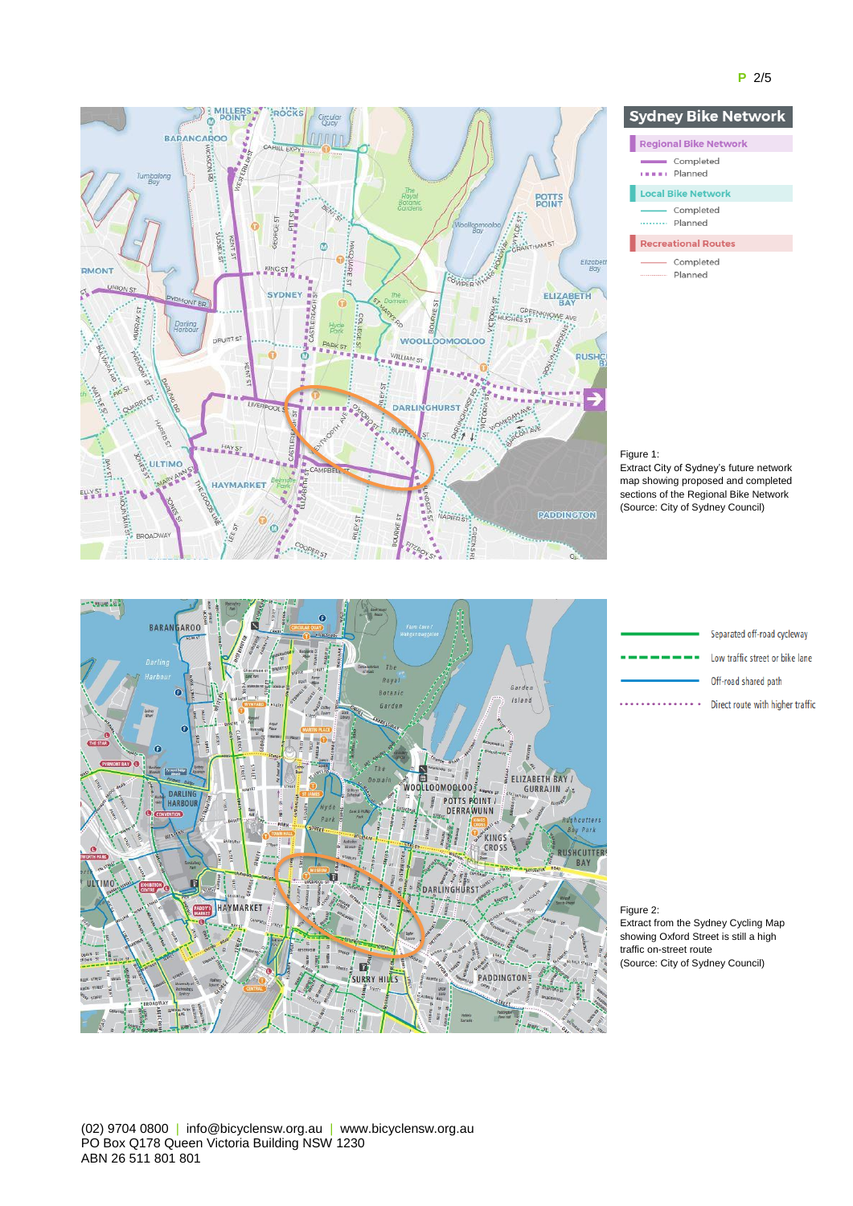Figure 1:
Extract City of Sydney's future network map showing proposed and completed sections of the Regional Bike Network
(Source: City of Sydney Council)

Figure 2:
Extract from the Sydney Cycling Map showing Oxford Street is still a high traffic on-street route
(Source: City of Sydney Council)

(02) 9704 0800 | info@bicyclensw.org.au | www.bicyclensw.org.au
PO Box Q178 Queen Victoria Building NSW 1230
ABN 26 511 801 801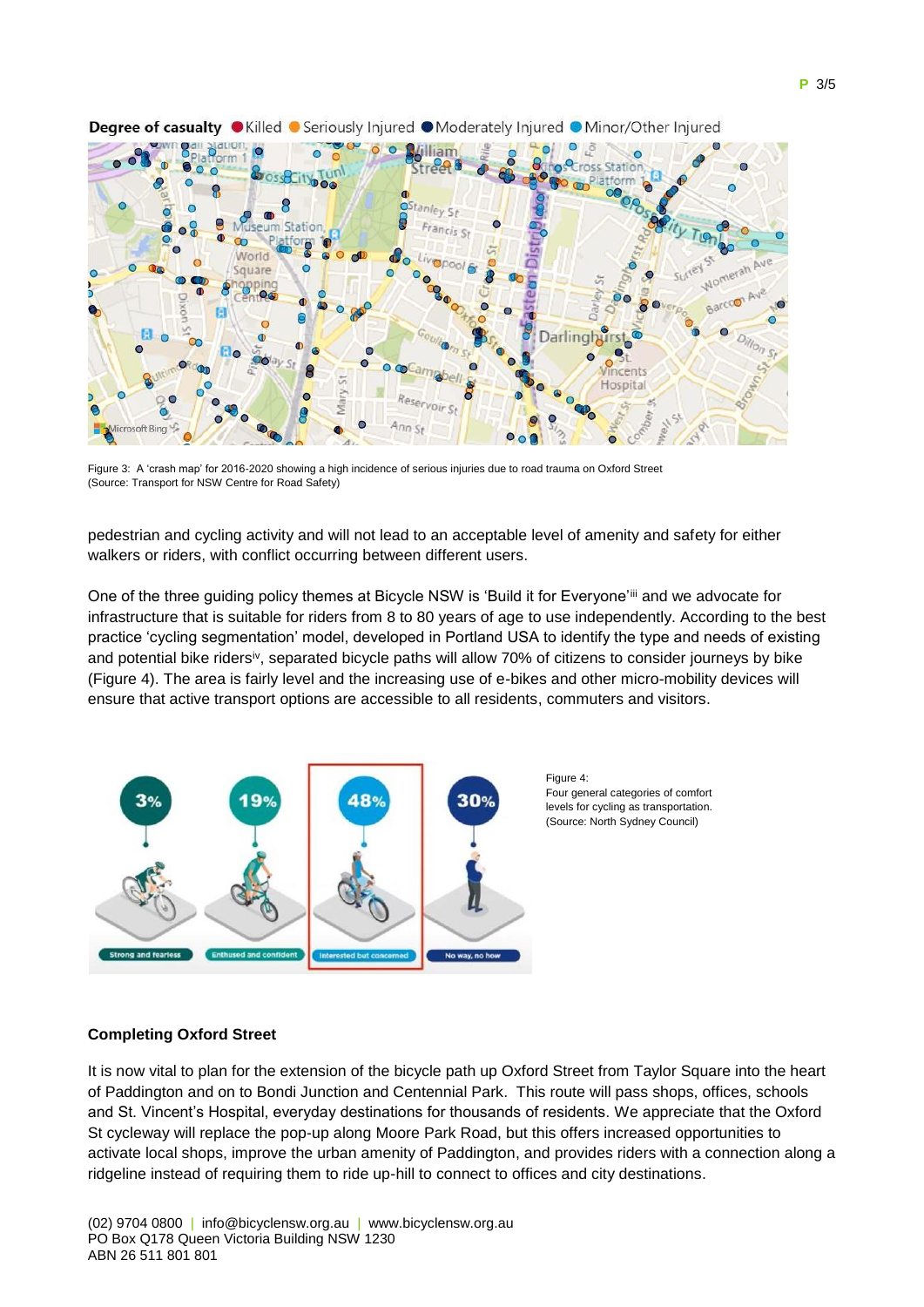Figure 3: A 'crash map' for 2016-2020 showing a high incidence of serious injuries due to road trauma on Oxford Street (Source: Transport for NSW Centre for Road Safety)

pedestrian and cycling activity and will not lead to an acceptable level of amenity and safety for either walkers or riders, with conflict occurring between different users.

One of the three guiding policy themes at Bicycle NSW is 'Build it for Everyone'[iii] and we advocate for infrastructure that is suitable for riders from 8 to 80 years of age to use independently. According to the best practice 'cycling segmentation' model, developed in Portland USA to identify the type and needs of existing and potential bike riders[iv], separated bicycle paths will allow 70% of citizens to consider journeys by bike (Figure 4). The area is fairly level and the increasing use of e-bikes and other micro-mobility devices will ensure that active transport options are accessible to all residents, commuters and visitors.

Figure 4:
Four general categories of comfort levels for cycling as transportation.
(Source: North Sydney Council)

**Completing Oxford Street**

It is now vital to plan for the extension of the bicycle path up Oxford Street from Taylor Square into the heart of Paddington and on to Bondi Junction and Centennial Park. This route will pass shops, offices, schools and St. Vincent's Hospital, everyday destinations for thousands of residents. We appreciate that the Oxford St cycleway will replace the pop-up along Moore Park Road, but this offers increased opportunities to activate local shops, improve the urban amenity of Paddington, and provides riders with a connection along a ridgeline instead of requiring them to ride up-hill to connect to offices and city destinations.

(02) 9704 0800 | info@bicyclensw.org.au | www.bicyclensw.org.au
PO Box Q178 Queen Victoria Building NSW 1230
ABN 26 511 801 801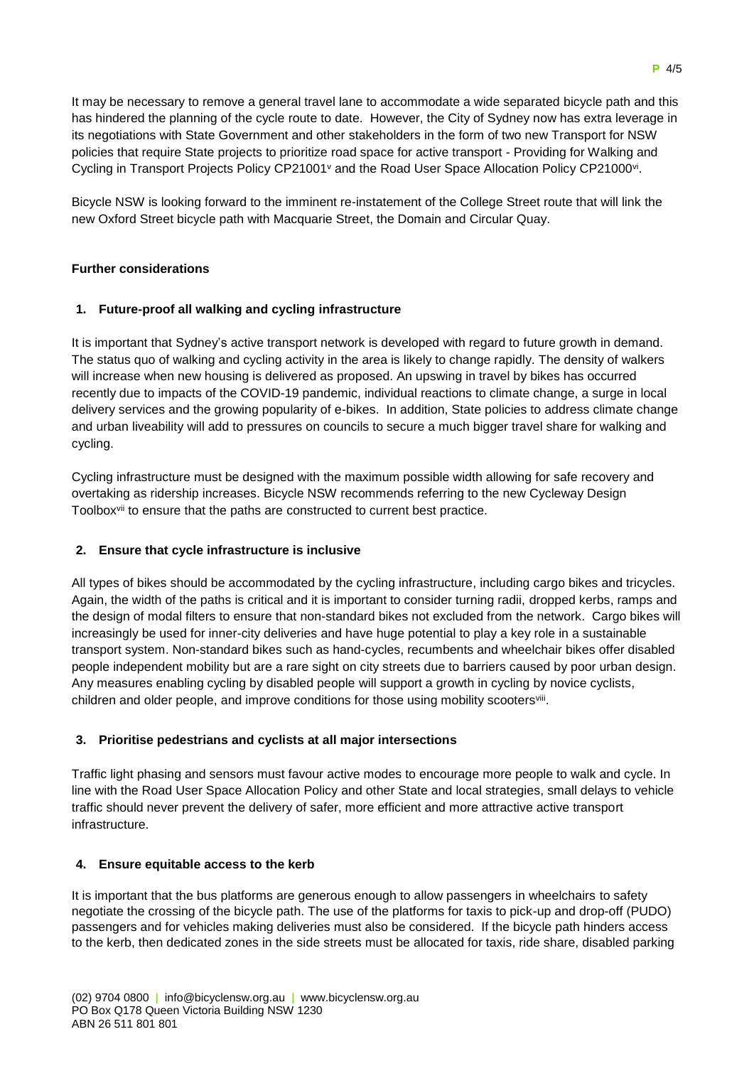It may be necessary to remove a general travel lane to accommodate a wide separated bicycle path and this has hindered the planning of the cycle route to date. However, the City of Sydney now has extra leverage in its negotiations with State Government and other stakeholders in the form of two new Transport for NSW policies that require State projects to prioritize road space for active transport - Providing for Walking and Cycling in Transport Projects Policy CP21001[v] and the Road User Space Allocation Policy CP21000[vi].

Bicycle NSW is looking forward to the imminent re-instatement of the College Street route that will link the new Oxford Street bicycle path with Macquarie Street, the Domain and Circular Quay.

**Further considerations**

**1. Future-proof all walking and cycling infrastructure**

It is important that Sydney's active transport network is developed with regard to future growth in demand. The status quo of walking and cycling activity in the area is likely to change rapidly. The density of walkers will increase when new housing is delivered as proposed. An upswing in travel by bikes has occurred recently due to impacts of the COVID-19 pandemic, individual reactions to climate change, a surge in local delivery services and the growing popularity of e-bikes. In addition, State policies to address climate change and urban liveability will add to pressures on councils to secure a much bigger travel share for walking and cycling.

Cycling infrastructure must be designed with the maximum possible width allowing for safe recovery and overtaking as ridership increases. Bicycle NSW recommends referring to the new Cycleway Design Toolbox[vii] to ensure that the paths are constructed to current best practice.

**2. Ensure that cycle infrastructure is inclusive**

All types of bikes should be accommodated by the cycling infrastructure, including cargo bikes and tricycles. Again, the width of the paths is critical and it is important to consider turning radii, dropped kerbs, ramps and the design of modal filters to ensure that non-standard bikes not excluded from the network. Cargo bikes will increasingly be used for inner-city deliveries and have huge potential to play a key role in a sustainable transport system. Non-standard bikes such as hand-cycles, recumbents and wheelchair bikes offer disabled people independent mobility but are a rare sight on city streets due to barriers caused by poor urban design. Any measures enabling cycling by disabled people will support a growth in cycling by novice cyclists, children and older people, and improve conditions for those using mobility scooters[viii].

**3. Prioritise pedestrians and cyclists at all major intersections**

Traffic light phasing and sensors must favour active modes to encourage more people to walk and cycle. In line with the Road User Space Allocation Policy and other State and local strategies, small delays to vehicle traffic should never prevent the delivery of safer, more efficient and more attractive active transport infrastructure.

**4. Ensure equitable access to the kerb**

It is important that the bus platforms are generous enough to allow passengers in wheelchairs to safety negotiate the crossing of the bicycle path. The use of the platforms for taxis to pick-up and drop-off (PUDO) passengers and for vehicles making deliveries must also be considered. If the bicycle path hinders access to the kerb, then dedicated zones in the side streets must be allocated for taxis, ride share, disabled parking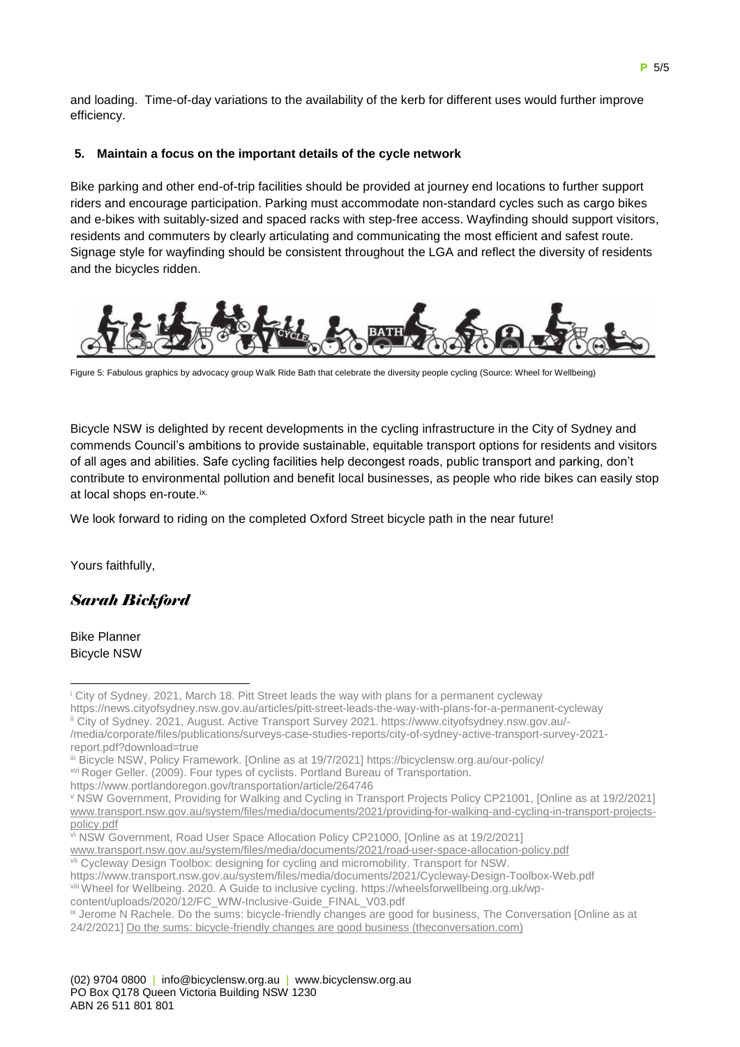and loading. Time-of-day variations to the availability of the kerb for different uses would further improve efficiency.

## 5. Maintain a focus on the important details of the cycle network

Bike parking and other end-of-trip facilities should be provided at journey end locations to further support riders and encourage participation. Parking must accommodate non-standard cycles such as cargo bikes and e-bikes with suitably-sized and spaced racks with step-free access. Wayfinding should support visitors, residents and commuters by clearly articulating and communicating the most efficient and safest route. Signage style for wayfinding should be consistent throughout the LGA and reflect the diversity of residents and the bicycles ridden.

Figure 5: Fabulous graphics by advocacy group Walk Ride Bath that celebrate the diversity people cycling (Source: Wheel for Wellbeing)

Bicycle NSW is delighted by recent developments in the cycling infrastructure in the City of Sydney and commends Council's ambitions to provide sustainable, equitable transport options for residents and visitors of all ages and abilities. Safe cycling facilities help decongest roads, public transport and parking, don't contribute to environmental pollution and benefit local businesses, as people who ride bikes can easily stop at local shops en-route.[ix]

We look forward to riding on the completed Oxford Street bicycle path in the near future!

Yours faithfully,

*Sarah Bickford*

Bike Planner
Bicycle NSW

---

[i] City of Sydney. 2021, March 18. Pitt Street leads the way with plans for a permanent cycleway https://news.cityofsydney.nsw.gov.au/articles/pitt-street-leads-the-way-with-plans-for-a-permanent-cycleway

[ii] City of Sydney. 2021, August. Active Transport Survey 2021. https://www.cityofsydney.nsw.gov.au/-/media/corporate/files/publications/surveys-case-studies-reports/city-of-sydney-active-transport-survey-2021-report.pdf?download=true

[iii] Bicycle NSW, Policy Framework. [Online as at 19/7/2021] https://bicyclensw.org.au/our-policy/

[xvi] Roger Geller. (2009). Four types of cyclists. Portland Bureau of Transportation. https://www.portlandoregon.gov/transportation/article/264746

[v] NSW Government, Providing for Walking and Cycling in Transport Projects Policy CP21001, [Online as at 19/2/2021] www.transport.nsw.gov.au/system/files/media/documents/2021/providing-for-walking-and-cycling-in-transport-projects-policy.pdf

[vi] NSW Government, Road User Space Allocation Policy CP21000, [Online as at 19/2/2021] www.transport.nsw.gov.au/system/files/media/documents/2021/road-user-space-allocation-policy.pdf

[vii] Cycleway Design Toolbox: designing for cycling and micromobility. Transport for NSW. https://www.transport.nsw.gov.au/system/files/media/documents/2021/Cycleway-Design-Toolbox-Web.pdf

[viii] Wheel for Wellbeing. 2020. A Guide to inclusive cycling. https://wheelsforwellbeing.org.uk/wp-content/uploads/2020/12/FC_WfW-Inclusive-Guide_FINAL_V03.pdf

[ix] Jerome N Rachele. Do the sums: bicycle-friendly changes are good for business, The Conversation [Online as at 24/2/2021] Do the sums: bicycle-friendly changes are good business (theconversation.com)

(02) 9704 0800 | info@bicyclensw.org.au | www.bicyclensw.org.au
PO Box Q178 Queen Victoria Building NSW 1230
ABN 26 511 801 801